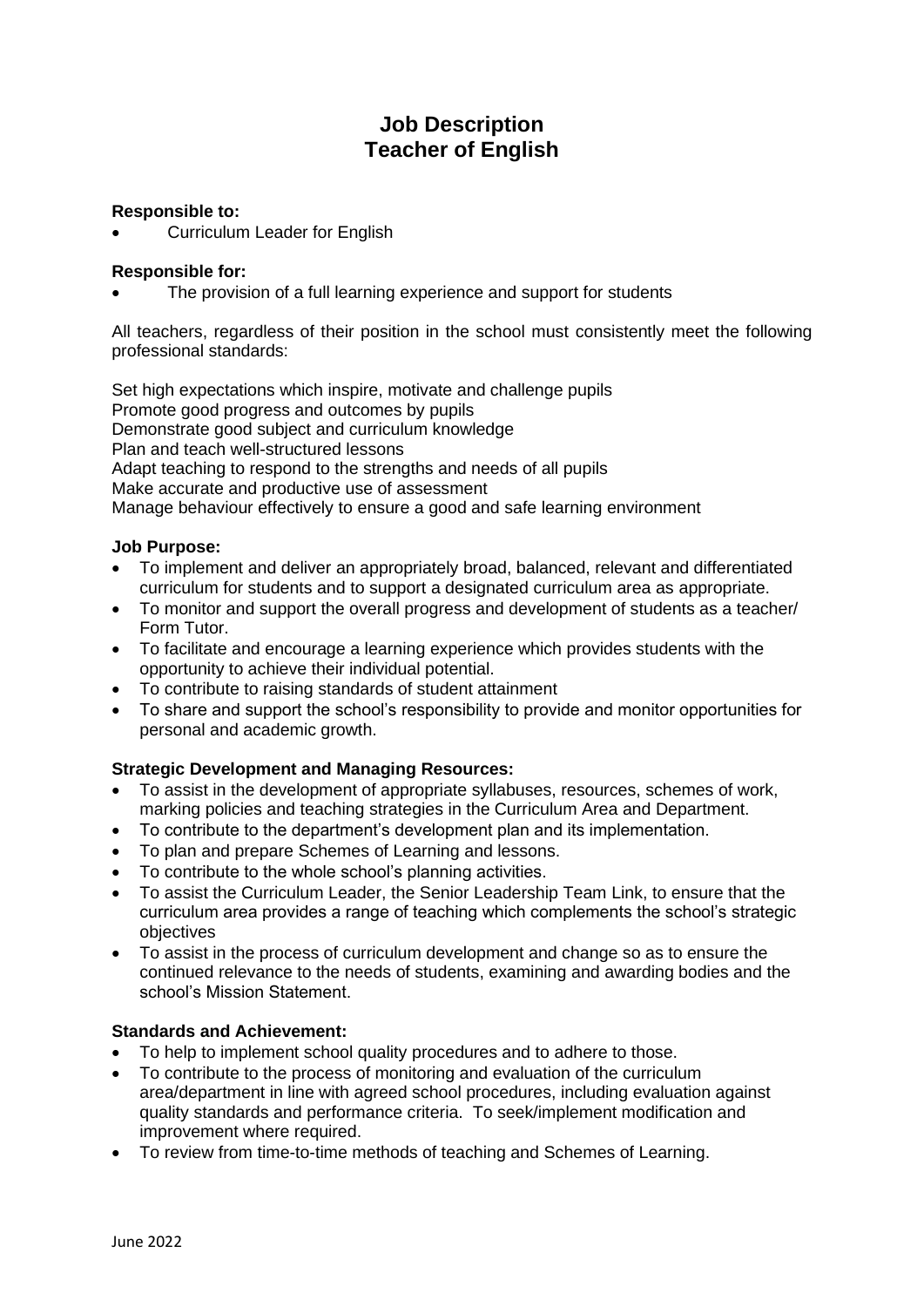# Job Description
# Teacher of English

**Responsible to:**

- Curriculum Leader for English

**Responsible for:**

- The provision of a full learning experience and support for students

All teachers, regardless of their position in the school must consistently meet the following professional standards:

Set high expectations which inspire, motivate and challenge pupils
Promote good progress and outcomes by pupils
Demonstrate good subject and curriculum knowledge
Plan and teach well-structured lessons
Adapt teaching to respond to the strengths and needs of all pupils
Make accurate and productive use of assessment
Manage behaviour effectively to ensure a good and safe learning environment

**Job Purpose:**

- To implement and deliver an appropriately broad, balanced, relevant and differentiated curriculum for students and to support a designated curriculum area as appropriate.
- To monitor and support the overall progress and development of students as a teacher/ Form Tutor.
- To facilitate and encourage a learning experience which provides students with the opportunity to achieve their individual potential.
- To contribute to raising standards of student attainment
- To share and support the school's responsibility to provide and monitor opportunities for personal and academic growth.

**Strategic Development and Managing Resources:**

- To assist in the development of appropriate syllabuses, resources, schemes of work, marking policies and teaching strategies in the Curriculum Area and Department.
- To contribute to the department's development plan and its implementation.
- To plan and prepare Schemes of Learning and lessons.
- To contribute to the whole school's planning activities.
- To assist the Curriculum Leader, the Senior Leadership Team Link, to ensure that the curriculum area provides a range of teaching which complements the school's strategic objectives
- To assist in the process of curriculum development and change so as to ensure the continued relevance to the needs of students, examining and awarding bodies and the school's Mission Statement.

**Standards and Achievement:**

- To help to implement school quality procedures and to adhere to those.
- To contribute to the process of monitoring and evaluation of the curriculum area/department in line with agreed school procedures, including evaluation against quality standards and performance criteria. To seek/implement modification and improvement where required.
- To review from time-to-time methods of teaching and Schemes of Learning.

June 2022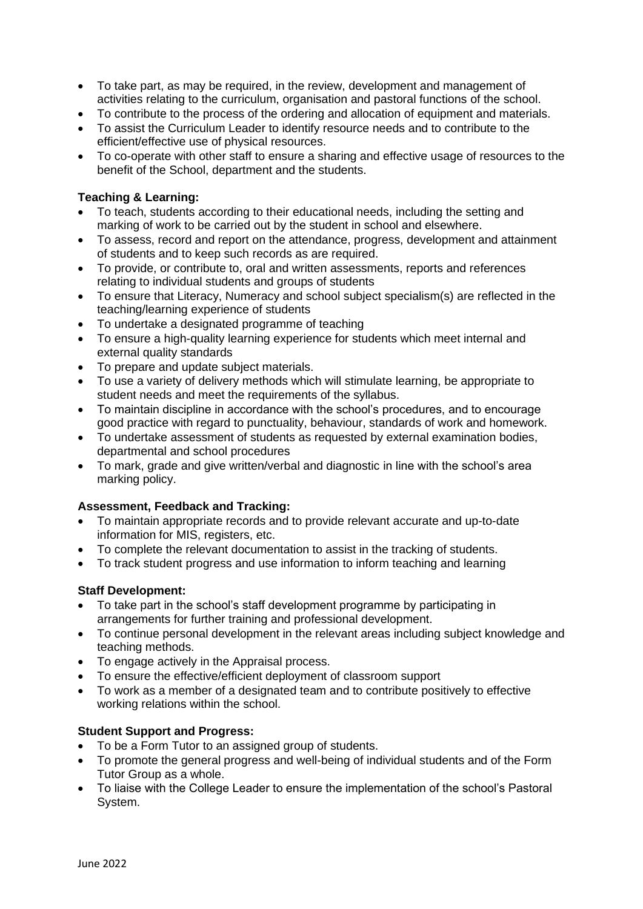- To take part, as may be required, in the review, development and management of activities relating to the curriculum, organisation and pastoral functions of the school.
- To contribute to the process of the ordering and allocation of equipment and materials.
- To assist the Curriculum Leader to identify resource needs and to contribute to the efficient/effective use of physical resources.
- To co-operate with other staff to ensure a sharing and effective usage of resources to the benefit of the School, department and the students.

**Teaching & Learning:**

- To teach, students according to their educational needs, including the setting and marking of work to be carried out by the student in school and elsewhere.
- To assess, record and report on the attendance, progress, development and attainment of students and to keep such records as are required.
- To provide, or contribute to, oral and written assessments, reports and references relating to individual students and groups of students
- To ensure that Literacy, Numeracy and school subject specialism(s) are reflected in the teaching/learning experience of students
- To undertake a designated programme of teaching
- To ensure a high-quality learning experience for students which meet internal and external quality standards
- To prepare and update subject materials.
- To use a variety of delivery methods which will stimulate learning, be appropriate to student needs and meet the requirements of the syllabus.
- To maintain discipline in accordance with the school's procedures, and to encourage good practice with regard to punctuality, behaviour, standards of work and homework.
- To undertake assessment of students as requested by external examination bodies, departmental and school procedures
- To mark, grade and give written/verbal and diagnostic in line with the school's area marking policy.

**Assessment, Feedback and Tracking:**

- To maintain appropriate records and to provide relevant accurate and up-to-date information for MIS, registers, etc.
- To complete the relevant documentation to assist in the tracking of students.
- To track student progress and use information to inform teaching and learning

**Staff Development:**

- To take part in the school's staff development programme by participating in arrangements for further training and professional development.
- To continue personal development in the relevant areas including subject knowledge and teaching methods.
- To engage actively in the Appraisal process.
- To ensure the effective/efficient deployment of classroom support
- To work as a member of a designated team and to contribute positively to effective working relations within the school.

**Student Support and Progress:**

- To be a Form Tutor to an assigned group of students.
- To promote the general progress and well-being of individual students and of the Form Tutor Group as a whole.
- To liaise with the College Leader to ensure the implementation of the school's Pastoral System.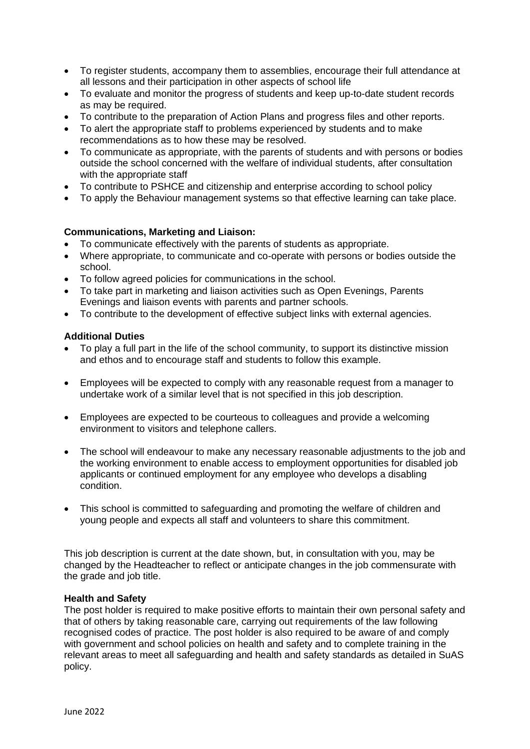- To register students, accompany them to assemblies, encourage their full attendance at all lessons and their participation in other aspects of school life
- To evaluate and monitor the progress of students and keep up-to-date student records as may be required.
- To contribute to the preparation of Action Plans and progress files and other reports.
- To alert the appropriate staff to problems experienced by students and to make recommendations as to how these may be resolved.
- To communicate as appropriate, with the parents of students and with persons or bodies outside the school concerned with the welfare of individual students, after consultation with the appropriate staff
- To contribute to PSHCE and citizenship and enterprise according to school policy
- To apply the Behaviour management systems so that effective learning can take place.

**Communications, Marketing and Liaison:**

- To communicate effectively with the parents of students as appropriate.
- Where appropriate, to communicate and co-operate with persons or bodies outside the school.
- To follow agreed policies for communications in the school.
- To take part in marketing and liaison activities such as Open Evenings, Parents Evenings and liaison events with parents and partner schools.
- To contribute to the development of effective subject links with external agencies.

**Additional Duties**

- To play a full part in the life of the school community, to support its distinctive mission and ethos and to encourage staff and students to follow this example.
- Employees will be expected to comply with any reasonable request from a manager to undertake work of a similar level that is not specified in this job description.
- Employees are expected to be courteous to colleagues and provide a welcoming environment to visitors and telephone callers.
- The school will endeavour to make any necessary reasonable adjustments to the job and the working environment to enable access to employment opportunities for disabled job applicants or continued employment for any employee who develops a disabling condition.
- This school is committed to safeguarding and promoting the welfare of children and young people and expects all staff and volunteers to share this commitment.

This job description is current at the date shown, but, in consultation with you, may be changed by the Headteacher to reflect or anticipate changes in the job commensurate with the grade and job title.

**Health and Safety**

The post holder is required to make positive efforts to maintain their own personal safety and that of others by taking reasonable care, carrying out requirements of the law following recognised codes of practice. The post holder is also required to be aware of and comply with government and school policies on health and safety and to complete training in the relevant areas to meet all safeguarding and health and safety standards as detailed in SuAS policy.

June 2022